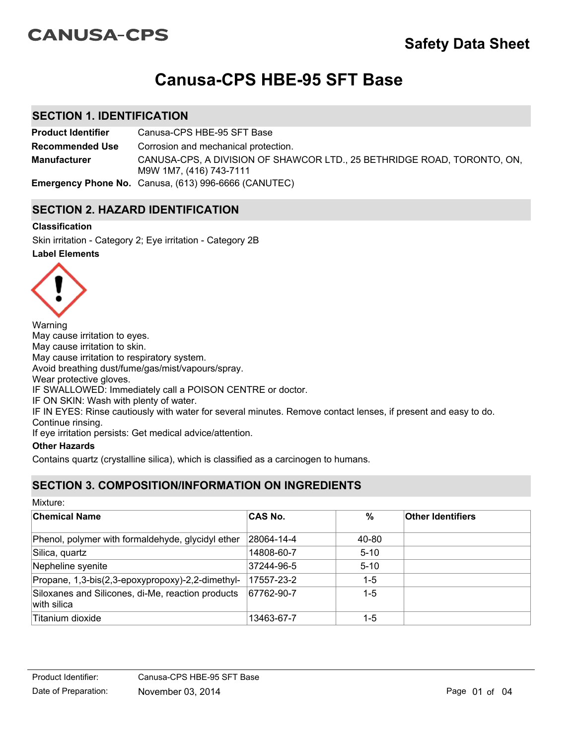CANUSA-CPS

**Safety Data Sheet**

# Canusa-CPS HBE-95 SFT Base

## SECTION 1. IDENTIFICATION

| | |
|---|---|
| **Product Identifier** | Canusa-CPS HBE-95 SFT Base |
| **Recommended Use** | Corrosion and mechanical protection. |
| **Manufacturer** | CANUSA-CPS, A DIVISION OF SHAWCOR LTD., 25 BETHRIDGE ROAD, TORONTO, ON, M9W 1M7, (416) 743-7111 |
| **Emergency Phone No.** | Canusa, (613) 996-6666 (CANUTEC) |

## SECTION 2. HAZARD IDENTIFICATION

**Classification**

Skin irritation - Category 2; Eye irritation - Category 2B

**Label Elements**

Warning
May cause irritation to eyes.
May cause irritation to skin.
May cause irritation to respiratory system.
Avoid breathing dust/fume/gas/mist/vapours/spray.
Wear protective gloves.
IF SWALLOWED: Immediately call a POISON CENTRE or doctor.
IF ON SKIN: Wash with plenty of water.
IF IN EYES: Rinse cautiously with water for several minutes. Remove contact lenses, if present and easy to do. Continue rinsing.
If eye irritation persists: Get medical advice/attention.

**Other Hazards**

Contains quartz (crystalline silica), which is classified as a carcinogen to humans.

## SECTION 3. COMPOSITION/INFORMATION ON INGREDIENTS

Mixture:

| Chemical Name | CAS No. | % | Other Identifiers |
|---|---|---|---|
| Phenol, polymer with formaldehyde, glycidyl ether | 28064-14-4 | 40-80 | |
| Silica, quartz | 14808-60-7 | 5-10 | |
| Nepheline syenite | 37244-96-5 | 5-10 | |
| Propane, 1,3-bis(2,3-epoxypropoxy)-2,2-dimethyl- | 17557-23-2 | 1-5 | |
| Siloxanes and Silicones, di-Me, reaction products with silica | 67762-90-7 | 1-5 | |
| Titanium dioxide | 13463-67-7 | 1-5 | |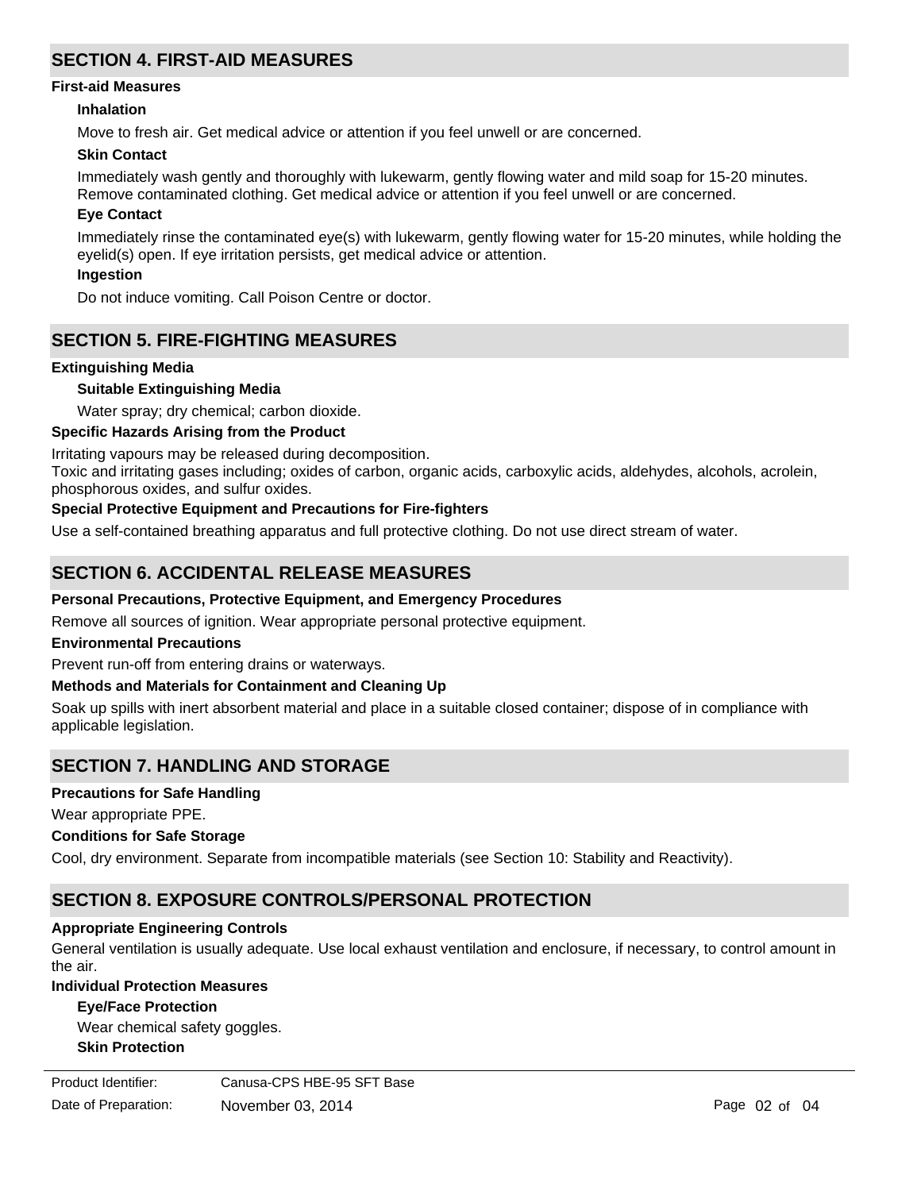## SECTION 4. FIRST-AID MEASURES

### First-aid Measures

**Inhalation**

Move to fresh air. Get medical advice or attention if you feel unwell or are concerned.

**Skin Contact**

Immediately wash gently and thoroughly with lukewarm, gently flowing water and mild soap for 15-20 minutes. Remove contaminated clothing. Get medical advice or attention if you feel unwell or are concerned.

**Eye Contact**

Immediately rinse the contaminated eye(s) with lukewarm, gently flowing water for 15-20 minutes, while holding the eyelid(s) open. If eye irritation persists, get medical advice or attention.

**Ingestion**

Do not induce vomiting. Call Poison Centre or doctor.

## SECTION 5. FIRE-FIGHTING MEASURES

### Extinguishing Media

**Suitable Extinguishing Media**

Water spray; dry chemical; carbon dioxide.

### Specific Hazards Arising from the Product

Irritating vapours may be released during decomposition.
Toxic and irritating gases including; oxides of carbon, organic acids, carboxylic acids, aldehydes, alcohols, acrolein, phosphorous oxides, and sulfur oxides.

### Special Protective Equipment and Precautions for Fire-fighters

Use a self-contained breathing apparatus and full protective clothing. Do not use direct stream of water.

## SECTION 6. ACCIDENTAL RELEASE MEASURES

### Personal Precautions, Protective Equipment, and Emergency Procedures

Remove all sources of ignition. Wear appropriate personal protective equipment.

### Environmental Precautions

Prevent run-off from entering drains or waterways.

### Methods and Materials for Containment and Cleaning Up

Soak up spills with inert absorbent material and place in a suitable closed container; dispose of in compliance with applicable legislation.

## SECTION 7. HANDLING AND STORAGE

### Precautions for Safe Handling

Wear appropriate PPE.

### Conditions for Safe Storage

Cool, dry environment. Separate from incompatible materials (see Section 10: Stability and Reactivity).

## SECTION 8. EXPOSURE CONTROLS/PERSONAL PROTECTION

### Appropriate Engineering Controls

General ventilation is usually adequate. Use local exhaust ventilation and enclosure, if necessary, to control amount in the air.

### Individual Protection Measures

**Eye/Face Protection**

Wear chemical safety goggles.

**Skin Protection**

| Product Identifier: | Canusa-CPS HBE-95 SFT Base |
| --- | --- |
| Date of Preparation: | November 03, 2014 |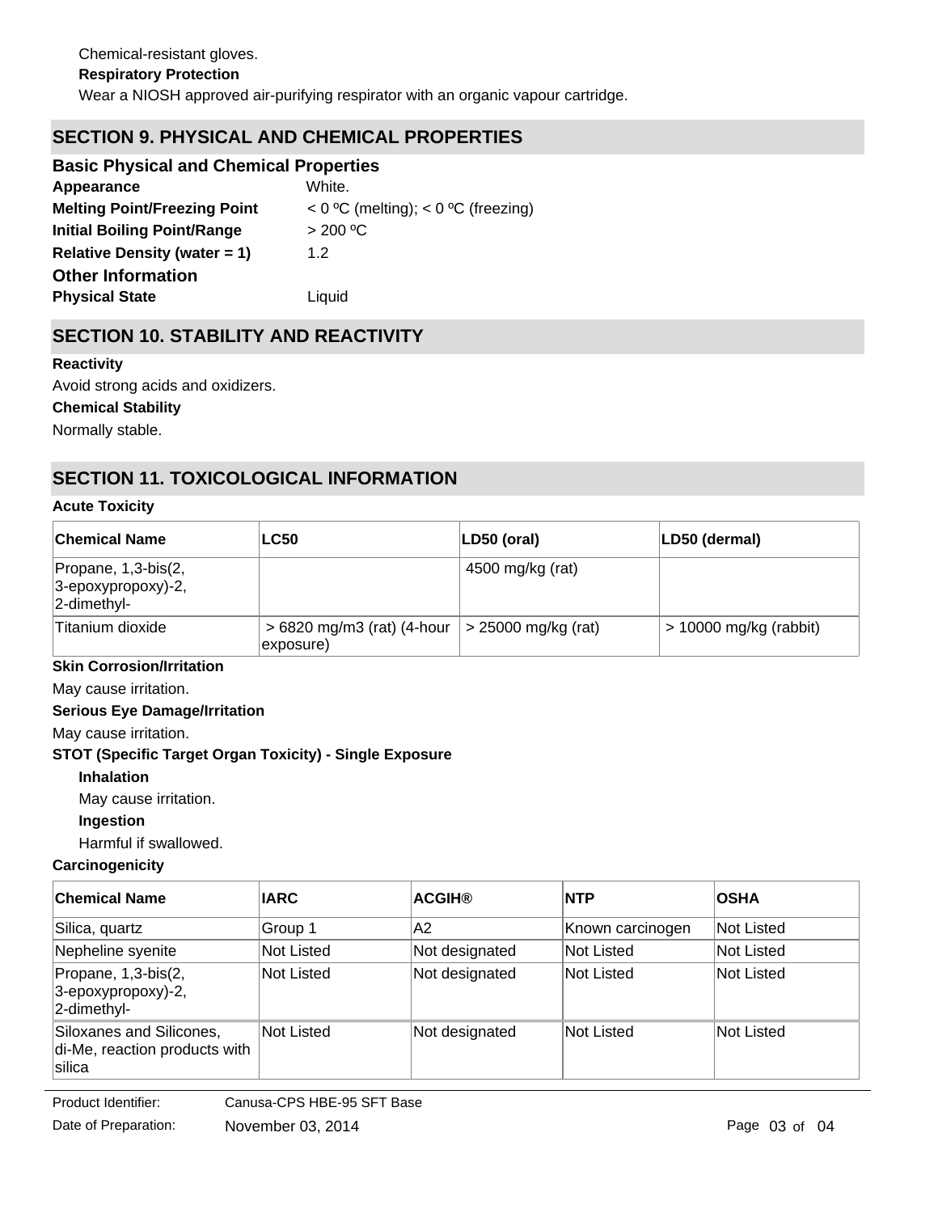Chemical-resistant gloves.

**Respiratory Protection**

Wear a NIOSH approved air-purifying respirator with an organic vapour cartridge.

## SECTION 9. PHYSICAL AND CHEMICAL PROPERTIES

### Basic Physical and Chemical Properties

**Appearance** White.

**Melting Point/Freezing Point** < 0 ºC (melting); < 0 ºC (freezing)

**Initial Boiling Point/Range** > 200 ºC

**Relative Density (water = 1)** 1.2

### Other Information

**Physical State** Liquid

## SECTION 10. STABILITY AND REACTIVITY

**Reactivity**

Avoid strong acids and oxidizers.

**Chemical Stability**

Normally stable.

## SECTION 11. TOXICOLOGICAL INFORMATION

**Acute Toxicity**

| Chemical Name | LC50 | LD50 (oral) | LD50 (dermal) |
|---|---|---|---|
| Propane, 1,3-bis(2, 3-epoxypropoxy)-2, 2-dimethyl- | | 4500 mg/kg (rat) | |
| Titanium dioxide | > 6820 mg/m3 (rat) (4-hour exposure) | > 25000 mg/kg (rat) | > 10000 mg/kg (rabbit) |

**Skin Corrosion/Irritation**

May cause irritation.

**Serious Eye Damage/Irritation**

May cause irritation.

**STOT (Specific Target Organ Toxicity) - Single Exposure**

**Inhalation**

May cause irritation.

**Ingestion**

Harmful if swallowed.

**Carcinogenicity**

| Chemical Name | IARC | ACGIH® | NTP | OSHA |
|---|---|---|---|---|
| Silica, quartz | Group 1 | A2 | Known carcinogen | Not Listed |
| Nepheline syenite | Not Listed | Not designated | Not Listed | Not Listed |
| Propane, 1,3-bis(2, 3-epoxypropoxy)-2, 2-dimethyl- | Not Listed | Not designated | Not Listed | Not Listed |
| Siloxanes and Silicones, di-Me, reaction products with silica | Not Listed | Not designated | Not Listed | Not Listed |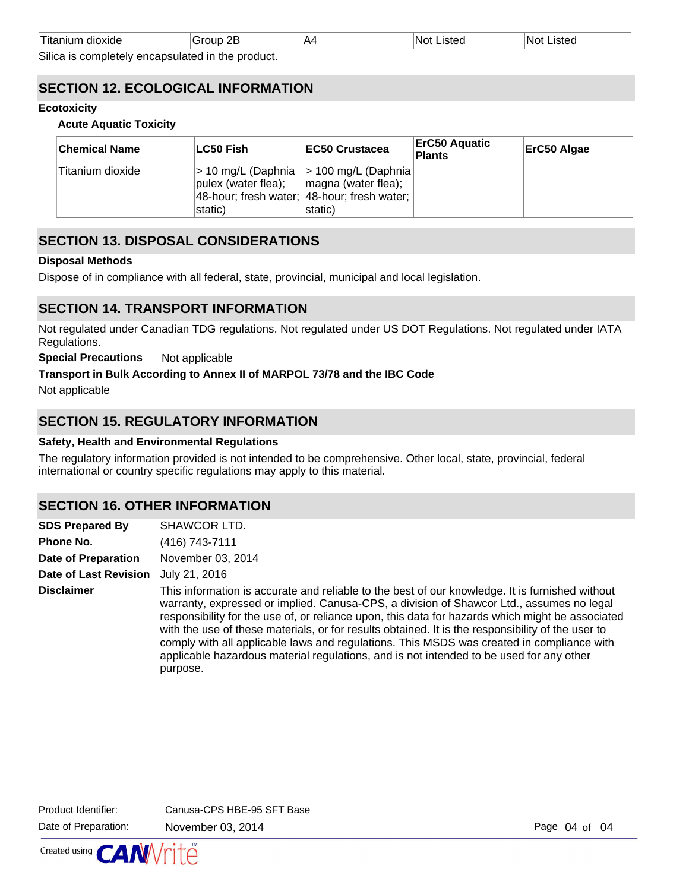| | | | | |
|---|---|---|---|---|
| Titanium dioxide | Group 2B | A4 | Not Listed | Not Listed |

Silica is completely encapsulated in the product.

## SECTION 12. ECOLOGICAL INFORMATION

**Ecotoxicity**

**Acute Aquatic Toxicity**

| Chemical Name | LC50 Fish | EC50 Crustacea | ErC50 Aquatic Plants | ErC50 Algae |
|---|---|---|---|---|
| Titanium dioxide | > 10 mg/L (Daphnia pulex (water flea); 48-hour; fresh water; static) | > 100 mg/L (Daphnia magna (water flea); 48-hour; fresh water; static) | | |

## SECTION 13. DISPOSAL CONSIDERATIONS

**Disposal Methods**

Dispose of in compliance with all federal, state, provincial, municipal and local legislation.

## SECTION 14. TRANSPORT INFORMATION

Not regulated under Canadian TDG regulations. Not regulated under US DOT Regulations. Not regulated under IATA Regulations.

**Special Precautions** Not applicable

**Transport in Bulk According to Annex II of MARPOL 73/78 and the IBC Code**

Not applicable

## SECTION 15. REGULATORY INFORMATION

**Safety, Health and Environmental Regulations**

The regulatory information provided is not intended to be comprehensive. Other local, state, provincial, federal international or country specific regulations may apply to this material.

## SECTION 16. OTHER INFORMATION

**SDS Prepared By** SHAWCOR LTD.

**Phone No.** (416) 743-7111

**Date of Preparation** November 03, 2014

**Date of Last Revision** July 21, 2016

**Disclaimer** This information is accurate and reliable to the best of our knowledge. It is furnished without warranty, expressed or implied. Canusa-CPS, a division of Shawcor Ltd., assumes no legal responsibility for the use of, or reliance upon, this data for hazards which might be associated with the use of these materials, or for results obtained. It is the responsibility of the user to comply with all applicable laws and regulations. This MSDS was created in compliance with applicable hazardous material regulations, and is not intended to be used for any other purpose.